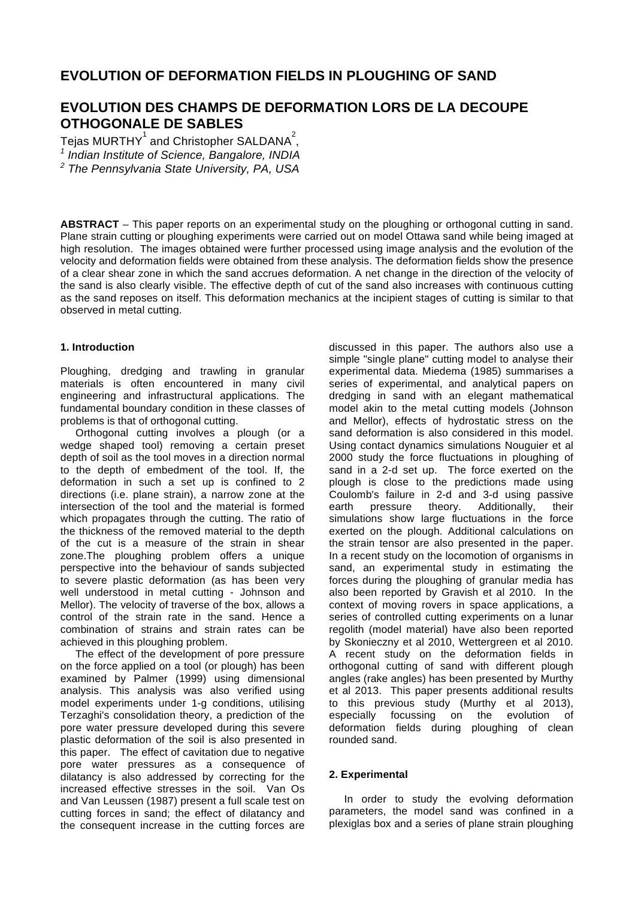# EVOLUTION OF DEFORMATION FIELDS IN PLOUGHING OF SAND

# EVOLUTION DES CHAMPS DE DEFORMATION LORS DE LA DECOUPE OTHOGONALE DE SABLES

Tejas MURTHY[1] and Christopher SALDANA[2],

[1] *Indian Institute of Science, Bangalore, INDIA*

[2] *The Pennsylvania State University, PA, USA*

**ABSTRACT** – This paper reports on an experimental study on the ploughing or orthogonal cutting in sand. Plane strain cutting or ploughing experiments were carried out on model Ottawa sand while being imaged at high resolution. The images obtained were further processed using image analysis and the evolution of the velocity and deformation fields were obtained from these analysis. The deformation fields show the presence of a clear shear zone in which the sand accrues deformation. A net change in the direction of the velocity of the sand is also clearly visible. The effective depth of cut of the sand also increases with continuous cutting as the sand reposes on itself. This deformation mechanics at the incipient stages of cutting is similar to that observed in metal cutting.

## 1. Introduction

Ploughing, dredging and trawling in granular materials is often encountered in many civil engineering and infrastructural applications. The fundamental boundary condition in these classes of problems is that of orthogonal cutting.

Orthogonal cutting involves a plough (or a wedge shaped tool) removing a certain preset depth of soil as the tool moves in a direction normal to the depth of embedment of the tool. If, the deformation in such a set up is confined to 2 directions (i.e. plane strain), a narrow zone at the intersection of the tool and the material is formed which propagates through the cutting. The ratio of the thickness of the removed material to the depth of the cut is a measure of the strain in shear zone.The ploughing problem offers a unique perspective into the behaviour of sands subjected to severe plastic deformation (as has been very well understood in metal cutting - Johnson and Mellor). The velocity of traverse of the box, allows a control of the strain rate in the sand. Hence a combination of strains and strain rates can be achieved in this ploughing problem.

The effect of the development of pore pressure on the force applied on a tool (or plough) has been examined by Palmer (1999) using dimensional analysis. This analysis was also verified using model experiments under 1-g conditions, utilising Terzaghi's consolidation theory, a prediction of the pore water pressure developed during this severe plastic deformation of the soil is also presented in this paper. The effect of cavitation due to negative pore water pressures as a consequence of dilatancy is also addressed by correcting for the increased effective stresses in the soil. Van Os and Van Leussen (1987) present a full scale test on cutting forces in sand; the effect of dilatancy and the consequent increase in the cutting forces are discussed in this paper. The authors also use a simple "single plane" cutting model to analyse their experimental data. Miedema (1985) summarises a series of experimental, and analytical papers on dredging in sand with an elegant mathematical model akin to the metal cutting models (Johnson and Mellor), effects of hydrostatic stress on the sand deformation is also considered in this model. Using contact dynamics simulations Nouguier et al 2000 study the force fluctuations in ploughing of sand in a 2-d set up. The force exerted on the plough is close to the predictions made using Coulomb's failure in 2-d and 3-d using passive earth pressure theory. Additionally, their simulations show large fluctuations in the force exerted on the plough. Additional calculations on the strain tensor are also presented in the paper. In a recent study on the locomotion of organisms in sand, an experimental study in estimating the forces during the ploughing of granular media has also been reported by Gravish et al 2010. In the context of moving rovers in space applications, a series of controlled cutting experiments on a lunar regolith (model material) have also been reported by Skonieczny et al 2010, Wettergreen et al 2010. A recent study on the deformation fields in orthogonal cutting of sand with different plough angles (rake angles) has been presented by Murthy et al 2013. This paper presents additional results to this previous study (Murthy et al 2013), especially focussing on the evolution of deformation fields during ploughing of clean rounded sand.

## 2. Experimental

In order to study the evolving deformation parameters, the model sand was confined in a plexiglas box and a series of plane strain ploughing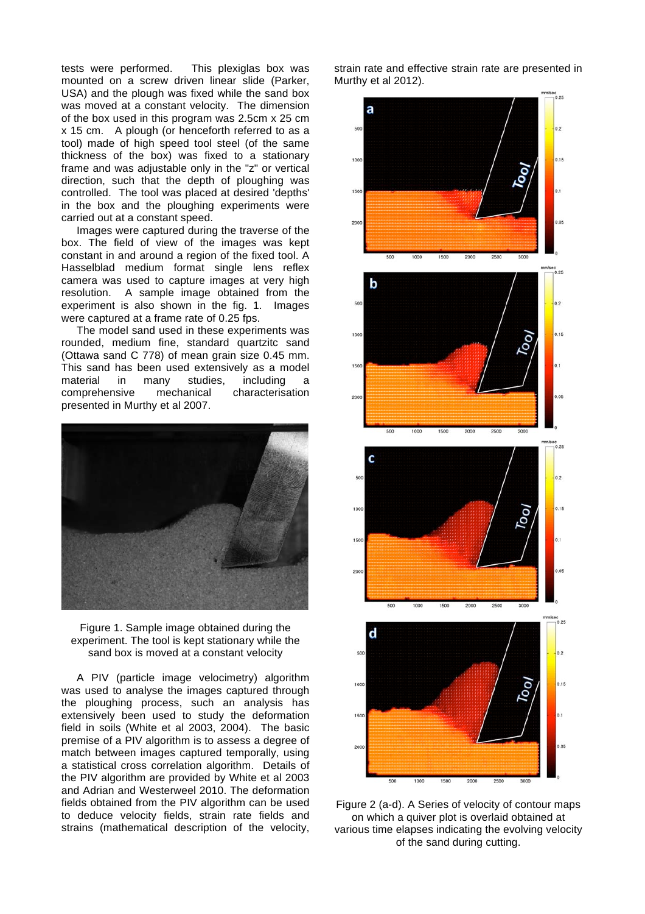tests were performed. This plexiglas box was mounted on a screw driven linear slide (Parker, USA) and the plough was fixed while the sand box was moved at a constant velocity. The dimension of the box used in this program was 2.5cm x 25 cm x 15 cm. A plough (or henceforth referred to as a tool) made of high speed tool steel (of the same thickness of the box) was fixed to a stationary frame and was adjustable only in the "z" or vertical direction, such that the depth of ploughing was controlled. The tool was placed at desired 'depths' in the box and the ploughing experiments were carried out at a constant speed.

Images were captured during the traverse of the box. The field of view of the images was kept constant in and around a region of the fixed tool. A Hasselblad medium format single lens reflex camera was used to capture images at very high resolution. A sample image obtained from the experiment is also shown in the fig. 1. Images were captured at a frame rate of 0.25 fps.

The model sand used in these experiments was rounded, medium fine, standard quartzitc sand (Ottawa sand C 778) of mean grain size 0.45 mm. This sand has been used extensively as a model material in many studies, including a comprehensive mechanical characterisation presented in Murthy et al 2007.

Figure 1. Sample image obtained during the experiment. The tool is kept stationary while the sand box is moved at a constant velocity

A PIV (particle image velocimetry) algorithm was used to analyse the images captured through the ploughing process, such an analysis has extensively been used to study the deformation field in soils (White et al 2003, 2004). The basic premise of a PIV algorithm is to assess a degree of match between images captured temporally, using a statistical cross correlation algorithm. Details of the PIV algorithm are provided by White et al 2003 and Adrian and Westerweel 2010. The deformation fields obtained from the PIV algorithm can be used to deduce velocity fields, strain rate fields and strains (mathematical description of the velocity, strain rate and effective strain rate are presented in Murthy et al 2012).

Figure 2 (a-d). A Series of velocity of contour maps on which a quiver plot is overlaid obtained at various time elapses indicating the evolving velocity of the sand during cutting.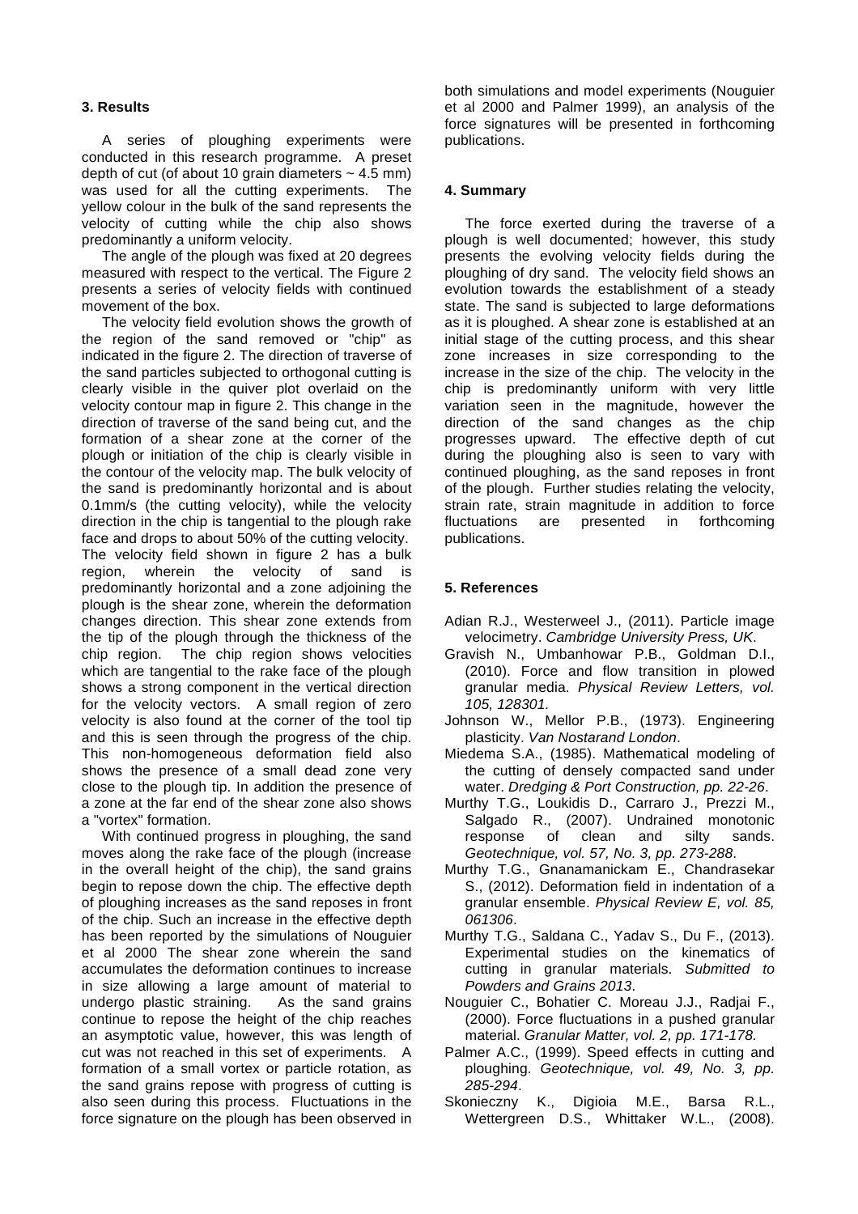### 3. Results

A series of ploughing experiments were conducted in this research programme. A preset depth of cut (of about 10 grain diameters ~ 4.5 mm) was used for all the cutting experiments. The yellow colour in the bulk of the sand represents the velocity of cutting while the chip also shows predominantly a uniform velocity.

The angle of the plough was fixed at 20 degrees measured with respect to the vertical. The Figure 2 presents a series of velocity fields with continued movement of the box.

The velocity field evolution shows the growth of the region of the sand removed or "chip" as indicated in the figure 2. The direction of traverse of the sand particles subjected to orthogonal cutting is clearly visible in the quiver plot overlaid on the velocity contour map in figure 2. This change in the direction of traverse of the sand being cut, and the formation of a shear zone at the corner of the plough or initiation of the chip is clearly visible in the contour of the velocity map. The bulk velocity of the sand is predominantly horizontal and is about 0.1mm/s (the cutting velocity), while the velocity direction in the chip is tangential to the plough rake face and drops to about 50% of the cutting velocity. The velocity field shown in figure 2 has a bulk region, wherein the velocity of sand is predominantly horizontal and a zone adjoining the plough is the shear zone, wherein the deformation changes direction. This shear zone extends from the tip of the plough through the thickness of the chip region. The chip region shows velocities which are tangential to the rake face of the plough shows a strong component in the vertical direction for the velocity vectors. A small region of zero velocity is also found at the corner of the tool tip and this is seen through the progress of the chip. This non-homogeneous deformation field also shows the presence of a small dead zone very close to the plough tip. In addition the presence of a zone at the far end of the shear zone also shows a "vortex" formation.

With continued progress in ploughing, the sand moves along the rake face of the plough (increase in the overall height of the chip), the sand grains begin to repose down the chip. The effective depth of ploughing increases as the sand reposes in front of the chip. Such an increase in the effective depth has been reported by the simulations of Nouguier et al 2000 The shear zone wherein the sand accumulates the deformation continues to increase in size allowing a large amount of material to undergo plastic straining. As the sand grains continue to repose the height of the chip reaches an asymptotic value, however, this was length of cut was not reached in this set of experiments. A formation of a small vortex or particle rotation, as the sand grains repose with progress of cutting is also seen during this process. Fluctuations in the force signature on the plough has been observed in both simulations and model experiments (Nouguier et al 2000 and Palmer 1999), an analysis of the force signatures will be presented in forthcoming publications.

### 4. Summary

The force exerted during the traverse of a plough is well documented; however, this study presents the evolving velocity fields during the ploughing of dry sand. The velocity field shows an evolution towards the establishment of a steady state. The sand is subjected to large deformations as it is ploughed. A shear zone is established at an initial stage of the cutting process, and this shear zone increases in size corresponding to the increase in the size of the chip. The velocity in the chip is predominantly uniform with very little variation seen in the magnitude, however the direction of the sand changes as the chip progresses upward. The effective depth of cut during the ploughing also is seen to vary with continued ploughing, as the sand reposes in front of the plough. Further studies relating the velocity, strain rate, strain magnitude in addition to force fluctuations are presented in forthcoming publications.

### 5. References

Adian R.J., Westerweel J., (2011). Particle image velocimetry. *Cambridge University Press, UK*.

Gravish N., Umbanhowar P.B., Goldman D.I., (2010). Force and flow transition in plowed granular media. *Physical Review Letters, vol. 105, 128301.*

Johnson W., Mellor P.B., (1973). Engineering plasticity. *Van Nostarand London*.

Miedema S.A., (1985). Mathematical modeling of the cutting of densely compacted sand under water. *Dredging & Port Construction, pp. 22-26*.

Murthy T.G., Loukidis D., Carraro J., Prezzi M., Salgado R., (2007). Undrained monotonic response of clean and silty sands. *Geotechnique, vol. 57, No. 3, pp. 273-288*.

Murthy T.G., Gnanamanickam E., Chandrasekar S., (2012). Deformation field in indentation of a granular ensemble. *Physical Review E, vol. 85, 061306*.

Murthy T.G., Saldana C., Yadav S., Du F., (2013). Experimental studies on the kinematics of cutting in granular materials. *Submitted to Powders and Grains 2013*.

Nouguier C., Bohatier C. Moreau J.J., Radjai F., (2000). Force fluctuations in a pushed granular material. *Granular Matter, vol. 2, pp. 171-178.*

Palmer A.C., (1999). Speed effects in cutting and ploughing. *Geotechnique, vol. 49, No. 3, pp. 285-294*.

Skonieczny K., Digioia M.E., Barsa R.L., Wettergreen D.S., Whittaker W.L., (2008).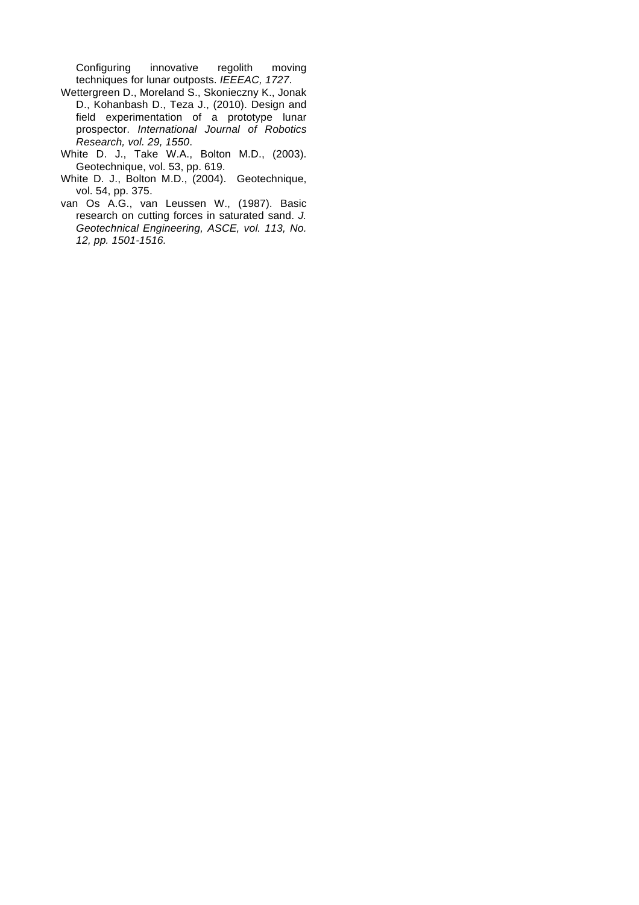Configuring innovative regolith moving techniques for lunar outposts. *IEEEAC, 1727*.

Wettergreen D., Moreland S., Skonieczny K., Jonak D., Kohanbash D., Teza J., (2010). Design and field experimentation of a prototype lunar prospector. *International Journal of Robotics Research, vol. 29, 1550*.

White D. J., Take W.A., Bolton M.D., (2003). Geotechnique, vol. 53, pp. 619.

White D. J., Bolton M.D., (2004). Geotechnique, vol. 54, pp. 375.

van Os A.G., van Leussen W., (1987). Basic research on cutting forces in saturated sand. *J. Geotechnical Engineering, ASCE, vol. 113, No. 12, pp. 1501-1516.*